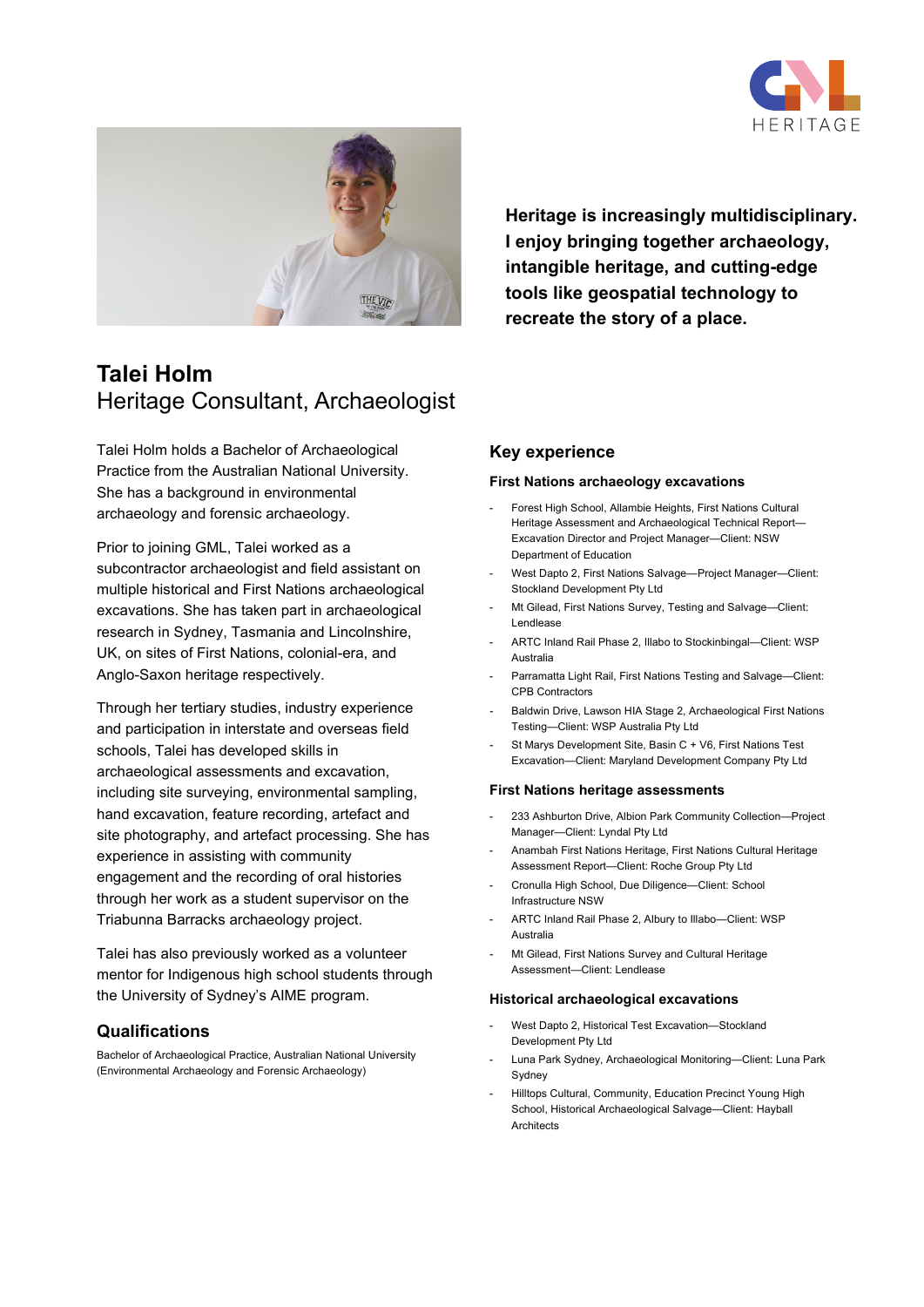**Heritage is increasingly multidisciplinary. I enjoy bringing together archaeology, intangible heritage, and cutting-edge tools like geospatial technology to recreate the story of a place.**

# Talei Holm

## Heritage Consultant, Archaeologist

Talei Holm holds a Bachelor of Archaeological Practice from the Australian National University. She has a background in environmental archaeology and forensic archaeology.

Prior to joining GML, Talei worked as a subcontractor archaeologist and field assistant on multiple historical and First Nations archaeological excavations. She has taken part in archaeological research in Sydney, Tasmania and Lincolnshire, UK, on sites of First Nations, colonial-era, and Anglo-Saxon heritage respectively.

Through her tertiary studies, industry experience and participation in interstate and overseas field schools, Talei has developed skills in archaeological assessments and excavation, including site surveying, environmental sampling, hand excavation, feature recording, artefact and site photography, and artefact processing. She has experience in assisting with community engagement and the recording of oral histories through her work as a student supervisor on the Triabunna Barracks archaeology project.

Talei has also previously worked as a volunteer mentor for Indigenous high school students through the University of Sydney's AIME program.

## Qualifications

Bachelor of Archaeological Practice, Australian National University (Environmental Archaeology and Forensic Archaeology)

## Key experience

### First Nations archaeology excavations

- Forest High School, Allambie Heights, First Nations Cultural Heritage Assessment and Archaeological Technical Report—Excavation Director and Project Manager—Client: NSW Department of Education
- West Dapto 2, First Nations Salvage—Project Manager—Client: Stockland Development Pty Ltd
- Mt Gilead, First Nations Survey, Testing and Salvage—Client: Lendlease
- ARTC Inland Rail Phase 2, Illabo to Stockinbingal—Client: WSP Australia
- Parramatta Light Rail, First Nations Testing and Salvage—Client: CPB Contractors
- Baldwin Drive, Lawson HIA Stage 2, Archaeological First Nations Testing—Client: WSP Australia Pty Ltd
- St Marys Development Site, Basin C + V6, First Nations Test Excavation—Client: Maryland Development Company Pty Ltd

### First Nations heritage assessments

- 233 Ashburton Drive, Albion Park Community Collection—Project Manager—Client: Lyndal Pty Ltd
- Anambah First Nations Heritage, First Nations Cultural Heritage Assessment Report—Client: Roche Group Pty Ltd
- Cronulla High School, Due Diligence—Client: School Infrastructure NSW
- ARTC Inland Rail Phase 2, Albury to Illabo—Client: WSP Australia
- Mt Gilead, First Nations Survey and Cultural Heritage Assessment—Client: Lendlease

### Historical archaeological excavations

- West Dapto 2, Historical Test Excavation—Stockland Development Pty Ltd
- Luna Park Sydney, Archaeological Monitoring—Client: Luna Park Sydney
- Hilltops Cultural, Community, Education Precinct Young High School, Historical Archaeological Salvage—Client: Hayball Architects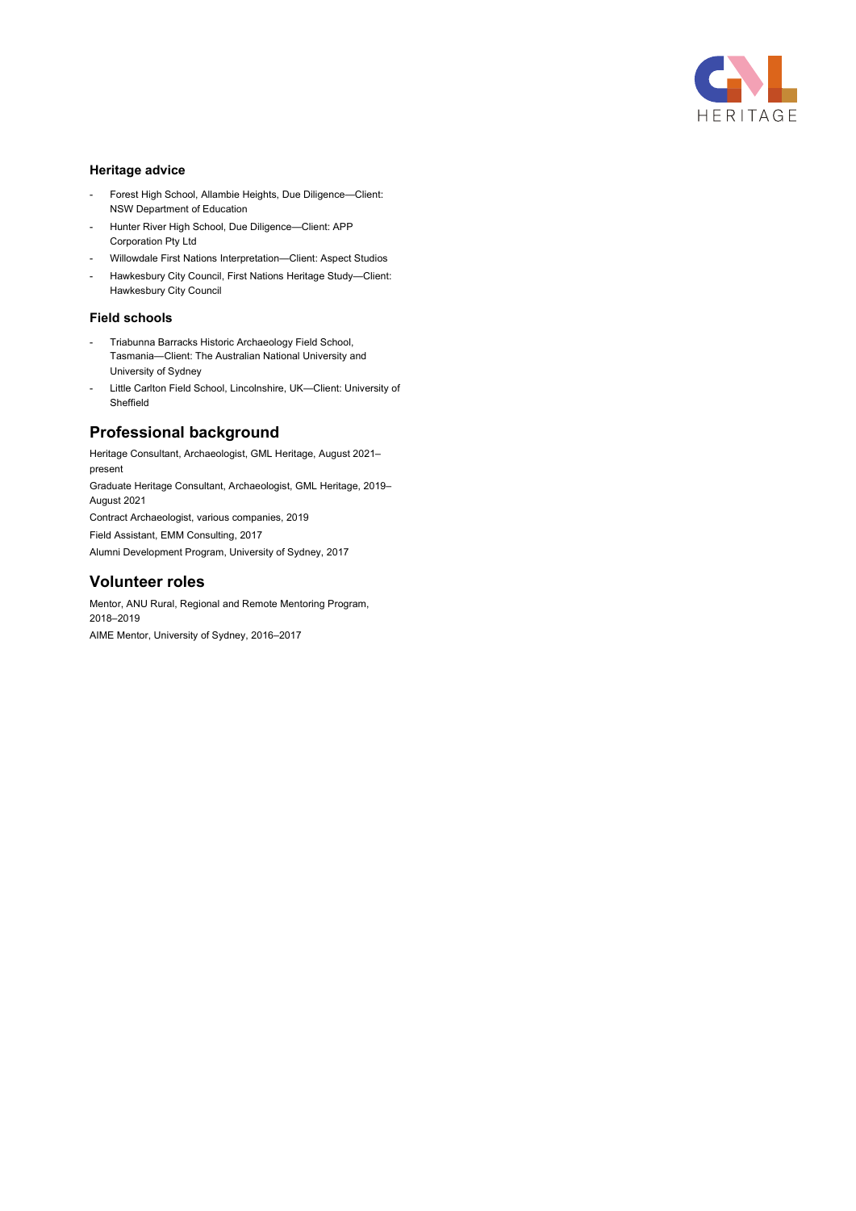### Heritage advice

- Forest High School, Allambie Heights, Due Diligence—Client: NSW Department of Education
- Hunter River High School, Due Diligence—Client: APP Corporation Pty Ltd
- Willowdale First Nations Interpretation—Client: Aspect Studios
- Hawkesbury City Council, First Nations Heritage Study—Client: Hawkesbury City Council

### Field schools

- Triabunna Barracks Historic Archaeology Field School, Tasmania—Client: The Australian National University and University of Sydney
- Little Carlton Field School, Lincolnshire, UK—Client: University of Sheffield

## Professional background

Heritage Consultant, Archaeologist, GML Heritage, August 2021–present

Graduate Heritage Consultant, Archaeologist, GML Heritage, 2019–August 2021

Contract Archaeologist, various companies, 2019

Field Assistant, EMM Consulting, 2017

Alumni Development Program, University of Sydney, 2017

## Volunteer roles

Mentor, ANU Rural, Regional and Remote Mentoring Program, 2018–2019

AIME Mentor, University of Sydney, 2016–2017